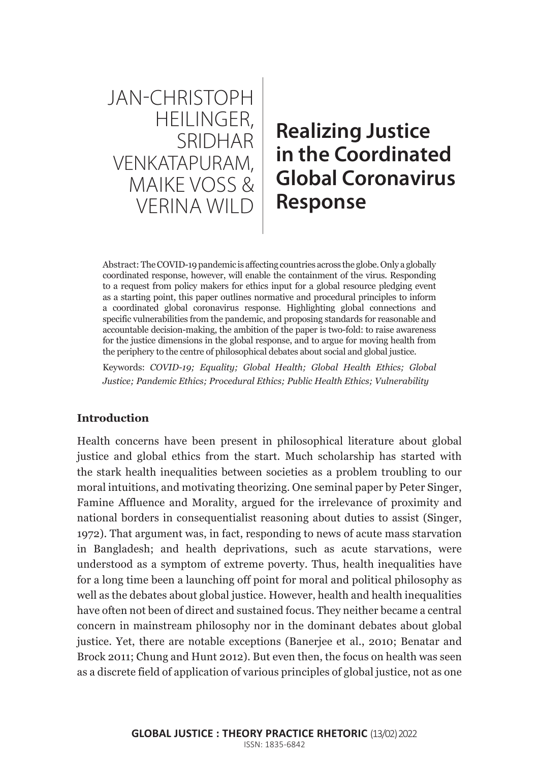JAN-CHRISTOPH HEILINGER, SRIDHAR VENKATAPURAM, MAIKE VOSS & VERINA WILD

# Realizing Justice in the Coordinated Global Coronavirus Response

Abstract: The COVID-19 pandemic is affecting countries across the globe. Only a globally coordinated response, however, will enable the containment of the virus. Responding to a request from policy makers for ethics input for a global resource pledging event as a starting point, this paper outlines normative and procedural principles to inform a coordinated global coronavirus response. Highlighting global connections and specific vulnerabilities from the pandemic, and proposing standards for reasonable and accountable decision-making, the ambition of the paper is two-fold: to raise awareness for the justice dimensions in the global response, and to argue for moving health from the periphery to the centre of philosophical debates about social and global justice.

Keywords: *COVID-19; Equality; Global Health; Global Health Ethics; Global Justice; Pandemic Ethics; Procedural Ethics; Public Health Ethics; Vulnerability*

## Introduction

Health concerns have been present in philosophical literature about global justice and global ethics from the start. Much scholarship has started with the stark health inequalities between societies as a problem troubling to our moral intuitions, and motivating theorizing. One seminal paper by Peter Singer, Famine Affluence and Morality, argued for the irrelevance of proximity and national borders in consequentialist reasoning about duties to assist (Singer, 1972). That argument was, in fact, responding to news of acute mass starvation in Bangladesh; and health deprivations, such as acute starvations, were understood as a symptom of extreme poverty. Thus, health inequalities have for a long time been a launching off point for moral and political philosophy as well as the debates about global justice. However, health and health inequalities have often not been of direct and sustained focus. They neither became a central concern in mainstream philosophy nor in the dominant debates about global justice. Yet, there are notable exceptions (Banerjee et al., 2010; Benatar and Brock 2011; Chung and Hunt 2012). But even then, the focus on health was seen as a discrete field of application of various principles of global justice, not as one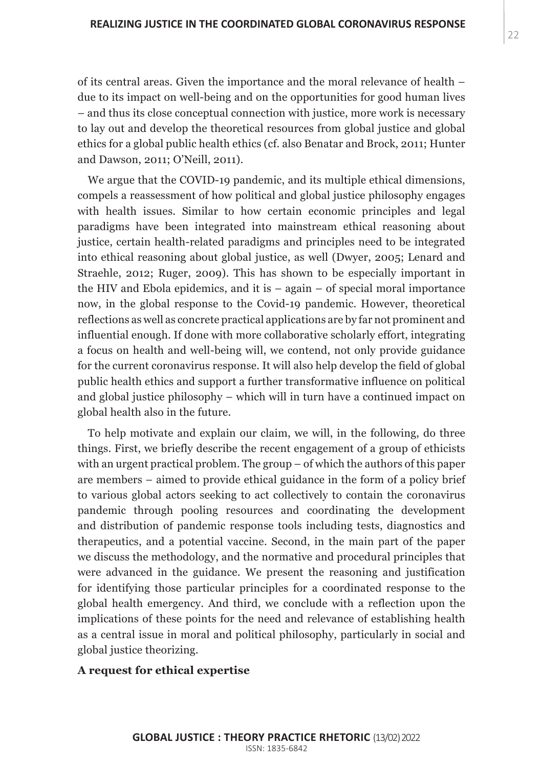of its central areas. Given the importance and the moral relevance of health – due to its impact on well-being and on the opportunities for good human lives – and thus its close conceptual connection with justice, more work is necessary to lay out and develop the theoretical resources from global justice and global ethics for a global public health ethics (cf. also Benatar and Brock, 2011; Hunter and Dawson, 2011; O'Neill, 2011).

We argue that the COVID-19 pandemic, and its multiple ethical dimensions, compels a reassessment of how political and global justice philosophy engages with health issues. Similar to how certain economic principles and legal paradigms have been integrated into mainstream ethical reasoning about justice, certain health-related paradigms and principles need to be integrated into ethical reasoning about global justice, as well (Dwyer, 2005; Lenard and Straehle, 2012; Ruger, 2009). This has shown to be especially important in the HIV and Ebola epidemics, and it is – again – of special moral importance now, in the global response to the Covid-19 pandemic. However, theoretical reflections as well as concrete practical applications are by far not prominent and influential enough. If done with more collaborative scholarly effort, integrating a focus on health and well-being will, we contend, not only provide guidance for the current coronavirus response. It will also help develop the field of global public health ethics and support a further transformative influence on political and global justice philosophy – which will in turn have a continued impact on global health also in the future.

To help motivate and explain our claim, we will, in the following, do three things. First, we briefly describe the recent engagement of a group of ethicists with an urgent practical problem. The group – of which the authors of this paper are members – aimed to provide ethical guidance in the form of a policy brief to various global actors seeking to act collectively to contain the coronavirus pandemic through pooling resources and coordinating the development and distribution of pandemic response tools including tests, diagnostics and therapeutics, and a potential vaccine. Second, in the main part of the paper we discuss the methodology, and the normative and procedural principles that were advanced in the guidance. We present the reasoning and justification for identifying those particular principles for a coordinated response to the global health emergency. And third, we conclude with a reflection upon the implications of these points for the need and relevance of establishing health as a central issue in moral and political philosophy, particularly in social and global justice theorizing.

## A request for ethical expertise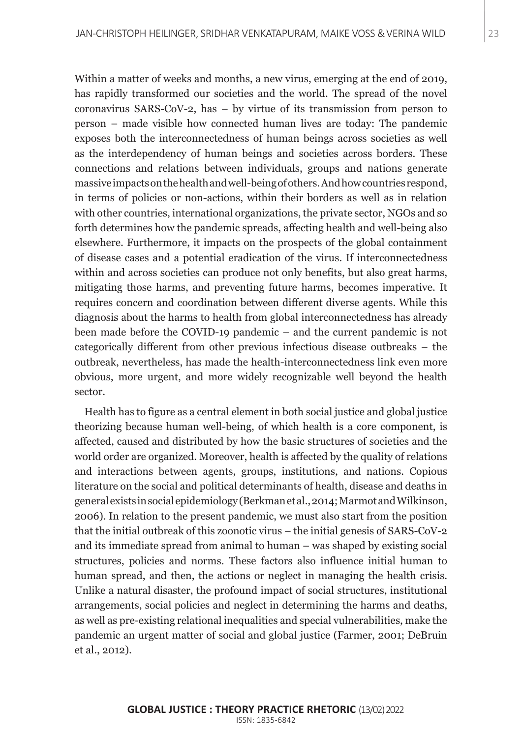Within a matter of weeks and months, a new virus, emerging at the end of 2019, has rapidly transformed our societies and the world. The spread of the novel coronavirus SARS-CoV-2, has – by virtue of its transmission from person to person – made visible how connected human lives are today: The pandemic exposes both the interconnectedness of human beings across societies as well as the interdependency of human beings and societies across borders. These connections and relations between individuals, groups and nations generate massive impacts on the health and well-being of others. And how countries respond, in terms of policies or non-actions, within their borders as well as in relation with other countries, international organizations, the private sector, NGOs and so forth determines how the pandemic spreads, affecting health and well-being also elsewhere. Furthermore, it impacts on the prospects of the global containment of disease cases and a potential eradication of the virus. If interconnectedness within and across societies can produce not only benefits, but also great harms, mitigating those harms, and preventing future harms, becomes imperative. It requires concern and coordination between different diverse agents. While this diagnosis about the harms to health from global interconnectedness has already been made before the COVID-19 pandemic – and the current pandemic is not categorically different from other previous infectious disease outbreaks – the outbreak, nevertheless, has made the health-interconnectedness link even more obvious, more urgent, and more widely recognizable well beyond the health sector.

Health has to figure as a central element in both social justice and global justice theorizing because human well-being, of which health is a core component, is affected, caused and distributed by how the basic structures of societies and the world order are organized. Moreover, health is affected by the quality of relations and interactions between agents, groups, institutions, and nations. Copious literature on the social and political determinants of health, disease and deaths in general exists in social epidemiology (Berkman et al., 2014; Marmot and Wilkinson, 2006). In relation to the present pandemic, we must also start from the position that the initial outbreak of this zoonotic virus – the initial genesis of SARS-CoV-2 and its immediate spread from animal to human – was shaped by existing social structures, policies and norms. These factors also influence initial human to human spread, and then, the actions or neglect in managing the health crisis. Unlike a natural disaster, the profound impact of social structures, institutional arrangements, social policies and neglect in determining the harms and deaths, as well as pre-existing relational inequalities and special vulnerabilities, make the pandemic an urgent matter of social and global justice (Farmer, 2001; DeBruin et al., 2012).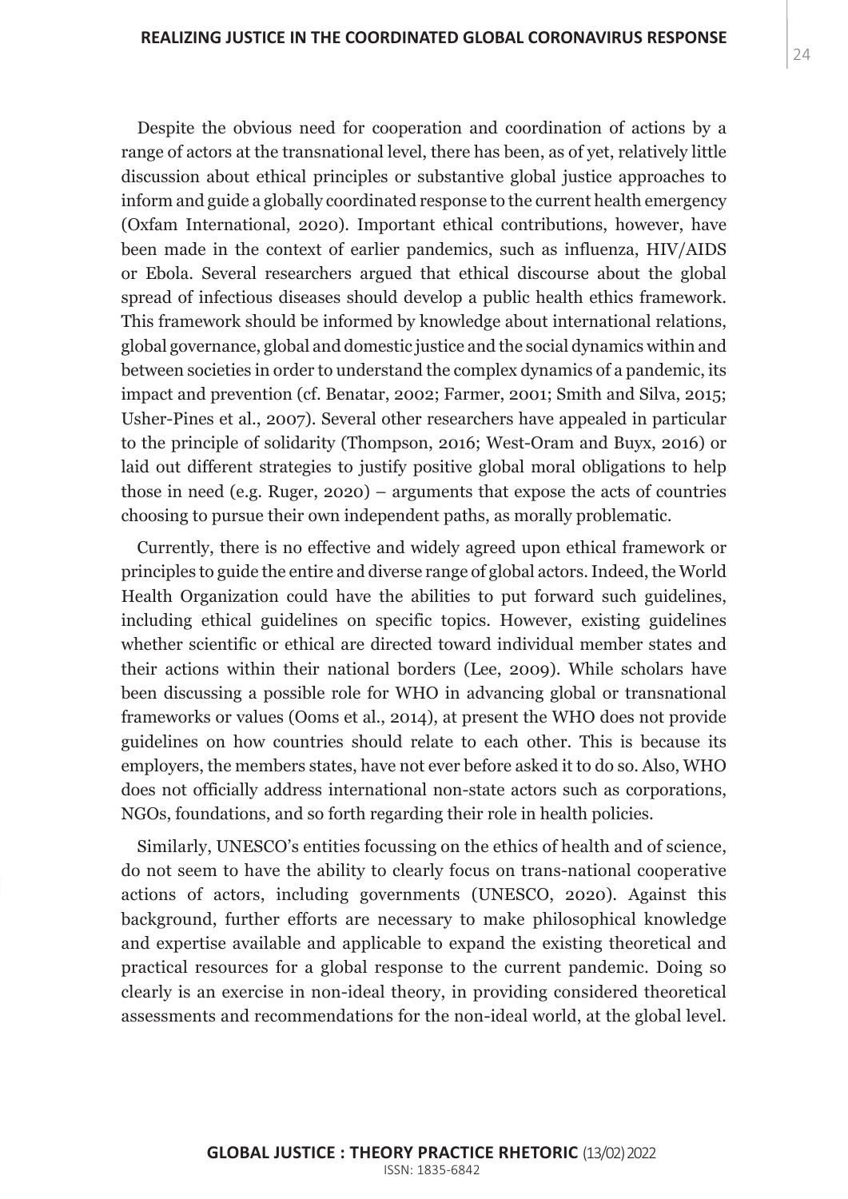Despite the obvious need for cooperation and coordination of actions by a range of actors at the transnational level, there has been, as of yet, relatively little discussion about ethical principles or substantive global justice approaches to inform and guide a globally coordinated response to the current health emergency (Oxfam International, 2020). Important ethical contributions, however, have been made in the context of earlier pandemics, such as influenza, HIV/AIDS or Ebola. Several researchers argued that ethical discourse about the global spread of infectious diseases should develop a public health ethics framework. This framework should be informed by knowledge about international relations, global governance, global and domestic justice and the social dynamics within and between societies in order to understand the complex dynamics of a pandemic, its impact and prevention (cf. Benatar, 2002; Farmer, 2001; Smith and Silva, 2015; Usher-Pines et al., 2007). Several other researchers have appealed in particular to the principle of solidarity (Thompson, 2016; West-Oram and Buyx, 2016) or laid out different strategies to justify positive global moral obligations to help those in need (e.g. Ruger, 2020) – arguments that expose the acts of countries choosing to pursue their own independent paths, as morally problematic.

Currently, there is no effective and widely agreed upon ethical framework or principles to guide the entire and diverse range of global actors. Indeed, the World Health Organization could have the abilities to put forward such guidelines, including ethical guidelines on specific topics. However, existing guidelines whether scientific or ethical are directed toward individual member states and their actions within their national borders (Lee, 2009). While scholars have been discussing a possible role for WHO in advancing global or transnational frameworks or values (Ooms et al., 2014), at present the WHO does not provide guidelines on how countries should relate to each other. This is because its employers, the members states, have not ever before asked it to do so. Also, WHO does not officially address international non-state actors such as corporations, NGOs, foundations, and so forth regarding their role in health policies.

Similarly, UNESCO's entities focussing on the ethics of health and of science, do not seem to have the ability to clearly focus on trans-national cooperative actions of actors, including governments (UNESCO, 2020). Against this background, further efforts are necessary to make philosophical knowledge and expertise available and applicable to expand the existing theoretical and practical resources for a global response to the current pandemic. Doing so clearly is an exercise in non-ideal theory, in providing considered theoretical assessments and recommendations for the non-ideal world, at the global level.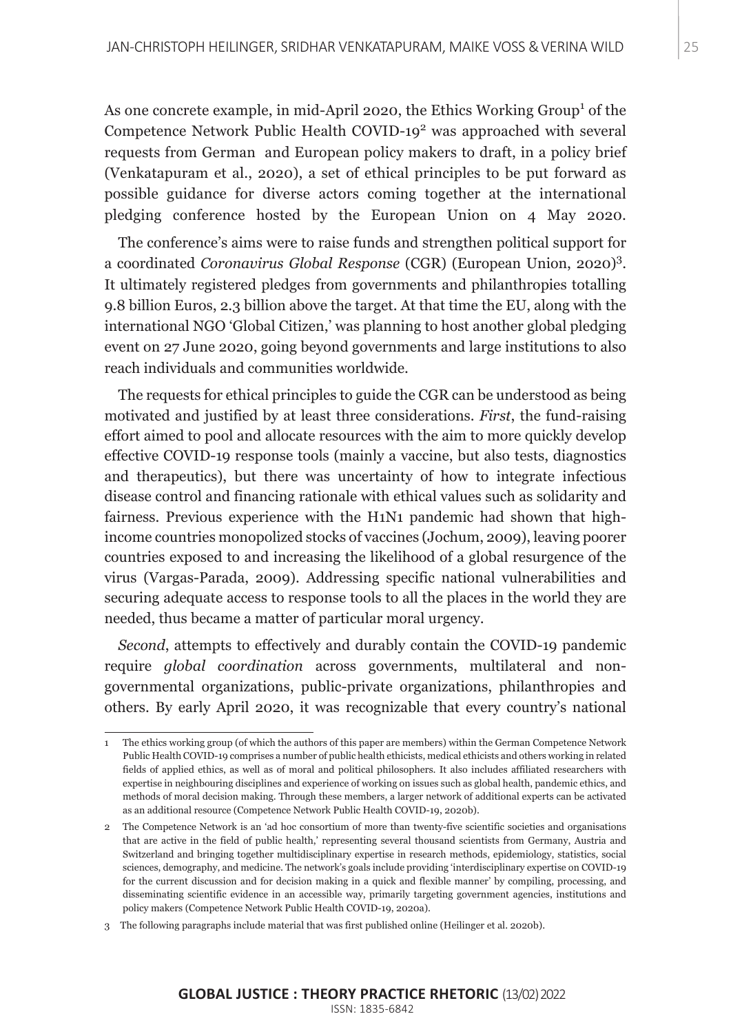As one concrete example, in mid-April 2020, the Ethics Working Group[1] of the Competence Network Public Health COVID-19[2] was approached with several requests from German and European policy makers to draft, in a policy brief (Venkatapuram et al., 2020), a set of ethical principles to be put forward as possible guidance for diverse actors coming together at the international pledging conference hosted by the European Union on 4 May 2020.

The conference's aims were to raise funds and strengthen political support for a coordinated *Coronavirus Global Response* (CGR) (European Union, 2020)[3]. It ultimately registered pledges from governments and philanthropies totalling 9.8 billion Euros, 2.3 billion above the target. At that time the EU, along with the international NGO 'Global Citizen,' was planning to host another global pledging event on 27 June 2020, going beyond governments and large institutions to also reach individuals and communities worldwide.

The requests for ethical principles to guide the CGR can be understood as being motivated and justified by at least three considerations. *First*, the fund-raising effort aimed to pool and allocate resources with the aim to more quickly develop effective COVID-19 response tools (mainly a vaccine, but also tests, diagnostics and therapeutics), but there was uncertainty of how to integrate infectious disease control and financing rationale with ethical values such as solidarity and fairness. Previous experience with the H1N1 pandemic had shown that high-income countries monopolized stocks of vaccines (Jochum, 2009), leaving poorer countries exposed to and increasing the likelihood of a global resurgence of the virus (Vargas-Parada, 2009). Addressing specific national vulnerabilities and securing adequate access to response tools to all the places in the world they are needed, thus became a matter of particular moral urgency.

*Second*, attempts to effectively and durably contain the COVID-19 pandemic require *global coordination* across governments, multilateral and non-governmental organizations, public-private organizations, philanthropies and others. By early April 2020, it was recognizable that every country's national

---

1 The ethics working group (of which the authors of this paper are members) within the German Competence Network Public Health COVID-19 comprises a number of public health ethicists, medical ethicists and others working in related fields of applied ethics, as well as of moral and political philosophers. It also includes affiliated researchers with expertise in neighbouring disciplines and experience of working on issues such as global health, pandemic ethics, and methods of moral decision making. Through these members, a larger network of additional experts can be activated as an additional resource (Competence Network Public Health COVID-19, 2020b).

2 The Competence Network is an 'ad hoc consortium of more than twenty-five scientific societies and organisations that are active in the field of public health,' representing several thousand scientists from Germany, Austria and Switzerland and bringing together multidisciplinary expertise in research methods, epidemiology, statistics, social sciences, demography, and medicine. The network's goals include providing 'interdisciplinary expertise on COVID-19 for the current discussion and for decision making in a quick and flexible manner' by compiling, processing, and disseminating scientific evidence in an accessible way, primarily targeting government agencies, institutions and policy makers (Competence Network Public Health COVID-19, 2020a).

3 The following paragraphs include material that was first published online (Heilinger et al. 2020b).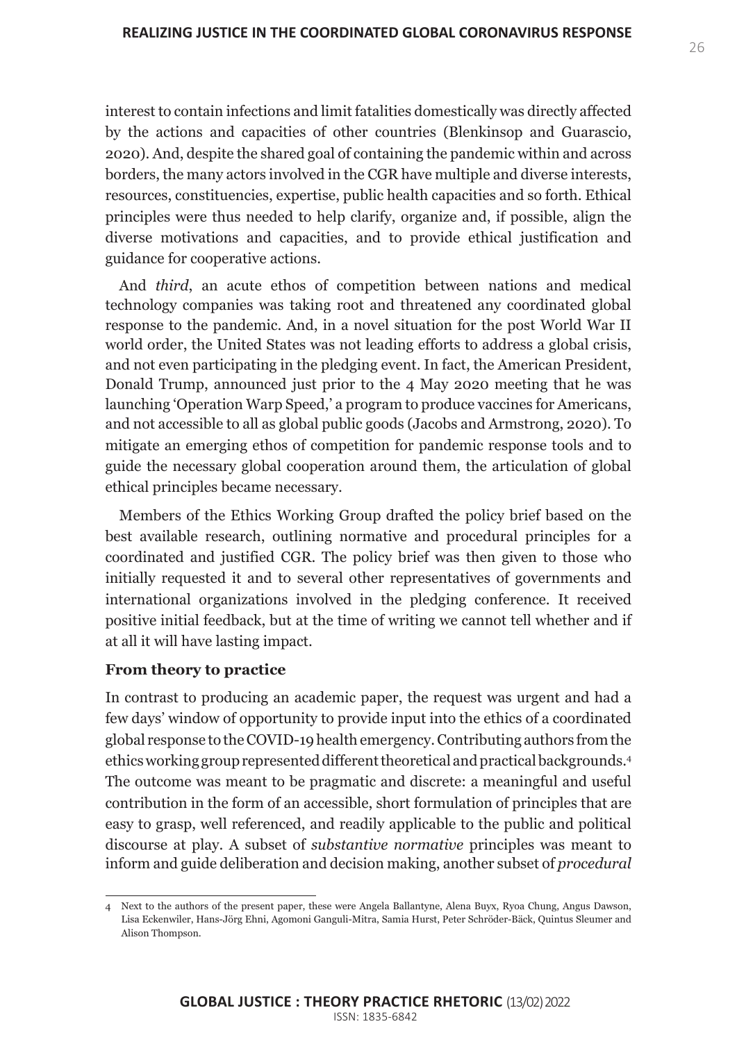interest to contain infections and limit fatalities domestically was directly affected by the actions and capacities of other countries (Blenkinsop and Guarascio, 2020). And, despite the shared goal of containing the pandemic within and across borders, the many actors involved in the CGR have multiple and diverse interests, resources, constituencies, expertise, public health capacities and so forth. Ethical principles were thus needed to help clarify, organize and, if possible, align the diverse motivations and capacities, and to provide ethical justification and guidance for cooperative actions.

And *third*, an acute ethos of competition between nations and medical technology companies was taking root and threatened any coordinated global response to the pandemic. And, in a novel situation for the post World War II world order, the United States was not leading efforts to address a global crisis, and not even participating in the pledging event. In fact, the American President, Donald Trump, announced just prior to the 4 May 2020 meeting that he was launching 'Operation Warp Speed,' a program to produce vaccines for Americans, and not accessible to all as global public goods (Jacobs and Armstrong, 2020). To mitigate an emerging ethos of competition for pandemic response tools and to guide the necessary global cooperation around them, the articulation of global ethical principles became necessary.

Members of the Ethics Working Group drafted the policy brief based on the best available research, outlining normative and procedural principles for a coordinated and justified CGR. The policy brief was then given to those who initially requested it and to several other representatives of governments and international organizations involved in the pledging conference. It received positive initial feedback, but at the time of writing we cannot tell whether and if at all it will have lasting impact.

### From theory to practice

In contrast to producing an academic paper, the request was urgent and had a few days' window of opportunity to provide input into the ethics of a coordinated global response to the COVID-19 health emergency. Contributing authors from the ethics working group represented different theoretical and practical backgrounds.[4] The outcome was meant to be pragmatic and discrete: a meaningful and useful contribution in the form of an accessible, short formulation of principles that are easy to grasp, well referenced, and readily applicable to the public and political discourse at play. A subset of *substantive normative* principles was meant to inform and guide deliberation and decision making, another subset of *procedural*

---

4 Next to the authors of the present paper, these were Angela Ballantyne, Alena Buyx, Ryoa Chung, Angus Dawson, Lisa Eckenwiler, Hans-Jörg Ehni, Agomoni Ganguli-Mitra, Samia Hurst, Peter Schröder-Bäck, Quintus Sleumer and Alison Thompson.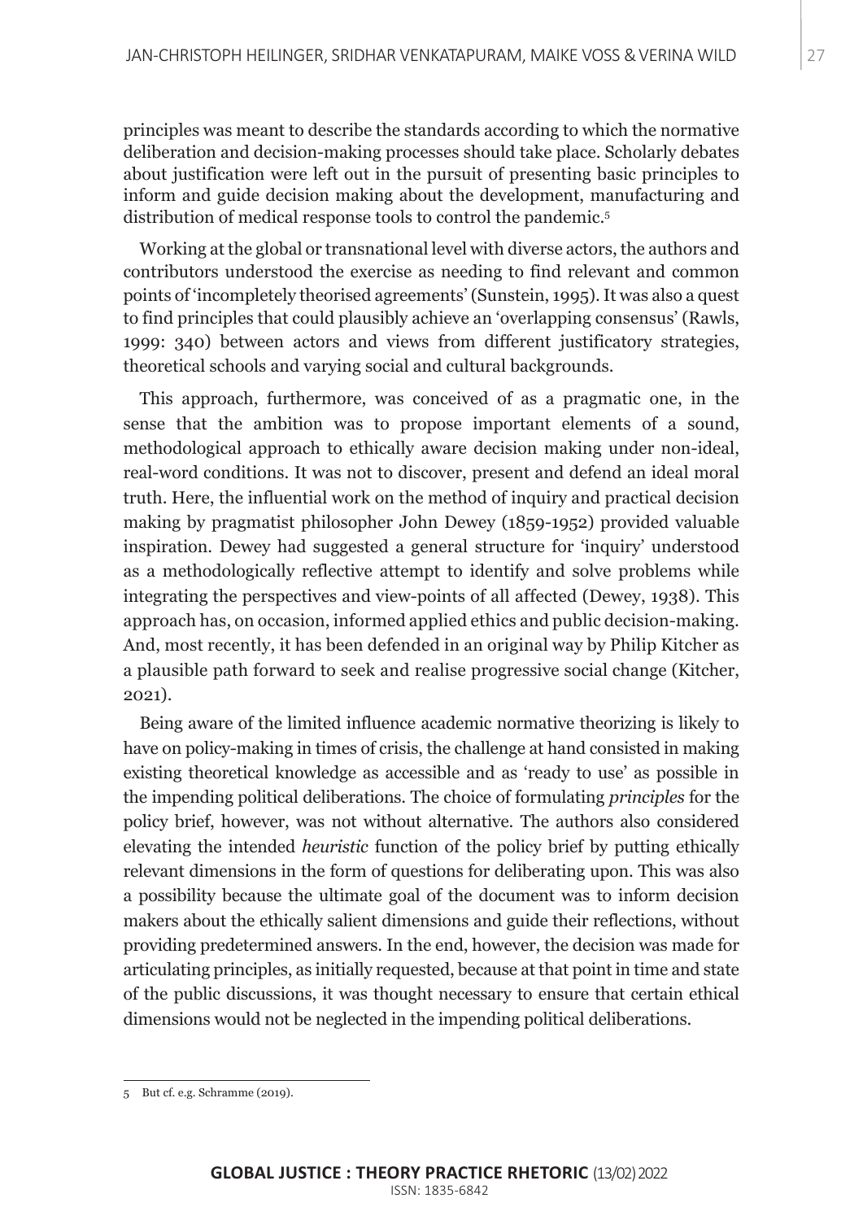principles was meant to describe the standards according to which the normative deliberation and decision-making processes should take place. Scholarly debates about justification were left out in the pursuit of presenting basic principles to inform and guide decision making about the development, manufacturing and distribution of medical response tools to control the pandemic.[5]

Working at the global or transnational level with diverse actors, the authors and contributors understood the exercise as needing to find relevant and common points of 'incompletely theorised agreements' (Sunstein, 1995). It was also a quest to find principles that could plausibly achieve an 'overlapping consensus' (Rawls, 1999: 340) between actors and views from different justificatory strategies, theoretical schools and varying social and cultural backgrounds.

This approach, furthermore, was conceived of as a pragmatic one, in the sense that the ambition was to propose important elements of a sound, methodological approach to ethically aware decision making under non-ideal, real-word conditions. It was not to discover, present and defend an ideal moral truth. Here, the influential work on the method of inquiry and practical decision making by pragmatist philosopher John Dewey (1859-1952) provided valuable inspiration. Dewey had suggested a general structure for 'inquiry' understood as a methodologically reflective attempt to identify and solve problems while integrating the perspectives and view-points of all affected (Dewey, 1938). This approach has, on occasion, informed applied ethics and public decision-making. And, most recently, it has been defended in an original way by Philip Kitcher as a plausible path forward to seek and realise progressive social change (Kitcher, 2021).

Being aware of the limited influence academic normative theorizing is likely to have on policy-making in times of crisis, the challenge at hand consisted in making existing theoretical knowledge as accessible and as 'ready to use' as possible in the impending political deliberations. The choice of formulating *principles* for the policy brief, however, was not without alternative. The authors also considered elevating the intended *heuristic* function of the policy brief by putting ethically relevant dimensions in the form of questions for deliberating upon. This was also a possibility because the ultimate goal of the document was to inform decision makers about the ethically salient dimensions and guide their reflections, without providing predetermined answers. In the end, however, the decision was made for articulating principles, as initially requested, because at that point in time and state of the public discussions, it was thought necessary to ensure that certain ethical dimensions would not be neglected in the impending political deliberations.

---

5 But cf. e.g. Schramme (2019).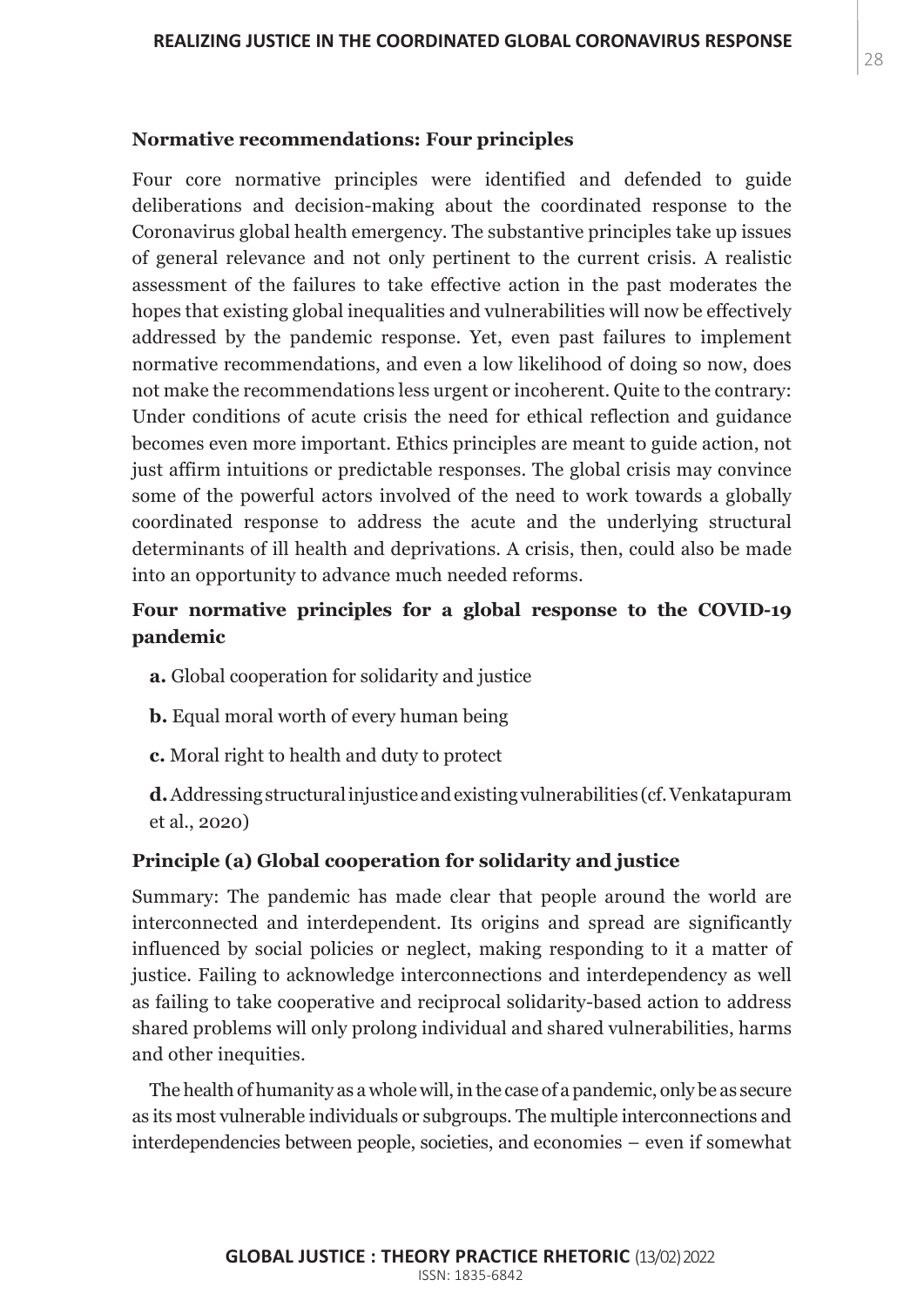### Normative recommendations: Four principles

Four core normative principles were identified and defended to guide deliberations and decision-making about the coordinated response to the Coronavirus global health emergency. The substantive principles take up issues of general relevance and not only pertinent to the current crisis. A realistic assessment of the failures to take effective action in the past moderates the hopes that existing global inequalities and vulnerabilities will now be effectively addressed by the pandemic response. Yet, even past failures to implement normative recommendations, and even a low likelihood of doing so now, does not make the recommendations less urgent or incoherent. Quite to the contrary: Under conditions of acute crisis the need for ethical reflection and guidance becomes even more important. Ethics principles are meant to guide action, not just affirm intuitions or predictable responses. The global crisis may convince some of the powerful actors involved of the need to work towards a globally coordinated response to address the acute and the underlying structural determinants of ill health and deprivations. A crisis, then, could also be made into an opportunity to advance much needed reforms.

### Four normative principles for a global response to the COVID-19 pandemic

**a.** Global cooperation for solidarity and justice

**b.** Equal moral worth of every human being

**c.** Moral right to health and duty to protect

**d.** Addressing structural injustice and existing vulnerabilities (cf. Venkatapuram et al., 2020)

### Principle (a) Global cooperation for solidarity and justice

Summary: The pandemic has made clear that people around the world are interconnected and interdependent. Its origins and spread are significantly influenced by social policies or neglect, making responding to it a matter of justice. Failing to acknowledge interconnections and interdependency as well as failing to take cooperative and reciprocal solidarity-based action to address shared problems will only prolong individual and shared vulnerabilities, harms and other inequities.

The health of humanity as a whole will, in the case of a pandemic, only be as secure as its most vulnerable individuals or subgroups. The multiple interconnections and interdependencies between people, societies, and economies – even if somewhat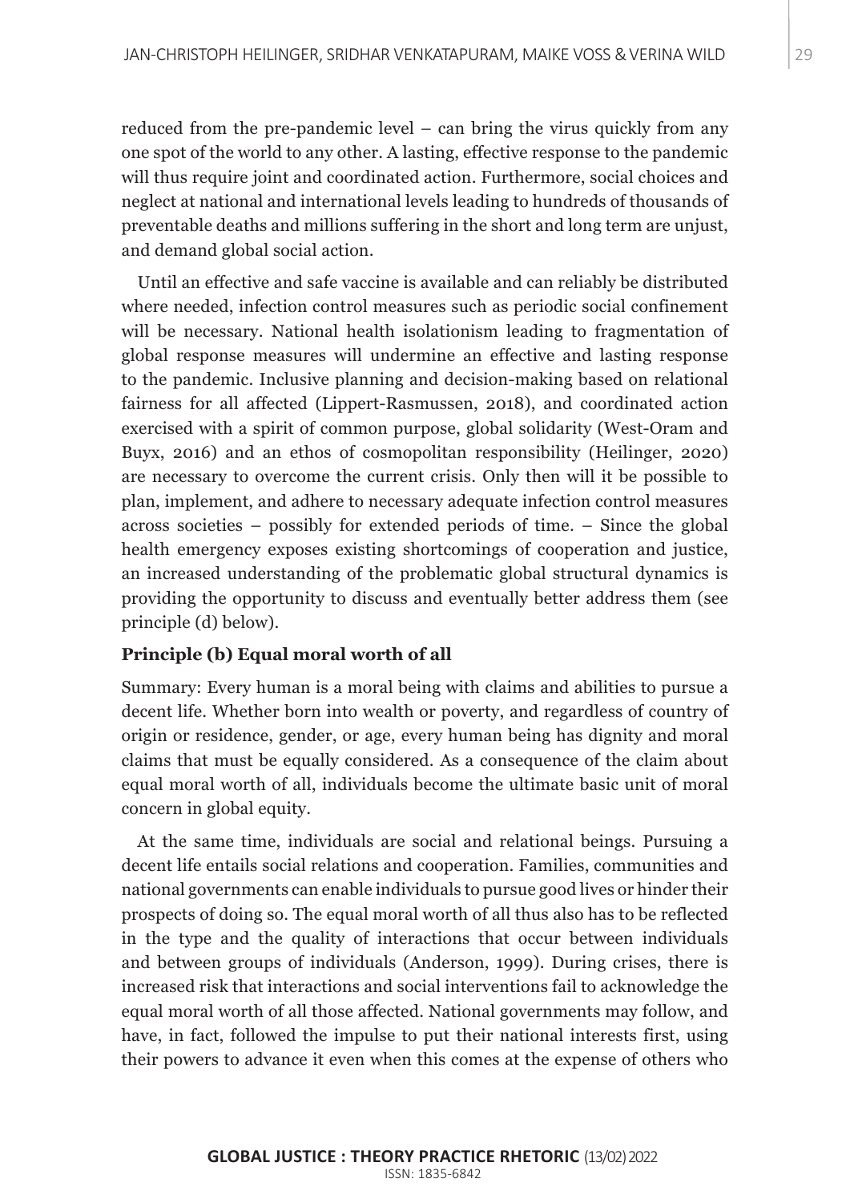reduced from the pre-pandemic level – can bring the virus quickly from any one spot of the world to any other. A lasting, effective response to the pandemic will thus require joint and coordinated action. Furthermore, social choices and neglect at national and international levels leading to hundreds of thousands of preventable deaths and millions suffering in the short and long term are unjust, and demand global social action.

Until an effective and safe vaccine is available and can reliably be distributed where needed, infection control measures such as periodic social confinement will be necessary. National health isolationism leading to fragmentation of global response measures will undermine an effective and lasting response to the pandemic. Inclusive planning and decision-making based on relational fairness for all affected (Lippert-Rasmussen, 2018), and coordinated action exercised with a spirit of common purpose, global solidarity (West-Oram and Buyx, 2016) and an ethos of cosmopolitan responsibility (Heilinger, 2020) are necessary to overcome the current crisis. Only then will it be possible to plan, implement, and adhere to necessary adequate infection control measures across societies – possibly for extended periods of time. – Since the global health emergency exposes existing shortcomings of cooperation and justice, an increased understanding of the problematic global structural dynamics is providing the opportunity to discuss and eventually better address them (see principle (d) below).

**Principle (b) Equal moral worth of all**

Summary: Every human is a moral being with claims and abilities to pursue a decent life. Whether born into wealth or poverty, and regardless of country of origin or residence, gender, or age, every human being has dignity and moral claims that must be equally considered. As a consequence of the claim about equal moral worth of all, individuals become the ultimate basic unit of moral concern in global equity.

At the same time, individuals are social and relational beings. Pursuing a decent life entails social relations and cooperation. Families, communities and national governments can enable individuals to pursue good lives or hinder their prospects of doing so. The equal moral worth of all thus also has to be reflected in the type and the quality of interactions that occur between individuals and between groups of individuals (Anderson, 1999). During crises, there is increased risk that interactions and social interventions fail to acknowledge the equal moral worth of all those affected. National governments may follow, and have, in fact, followed the impulse to put their national interests first, using their powers to advance it even when this comes at the expense of others who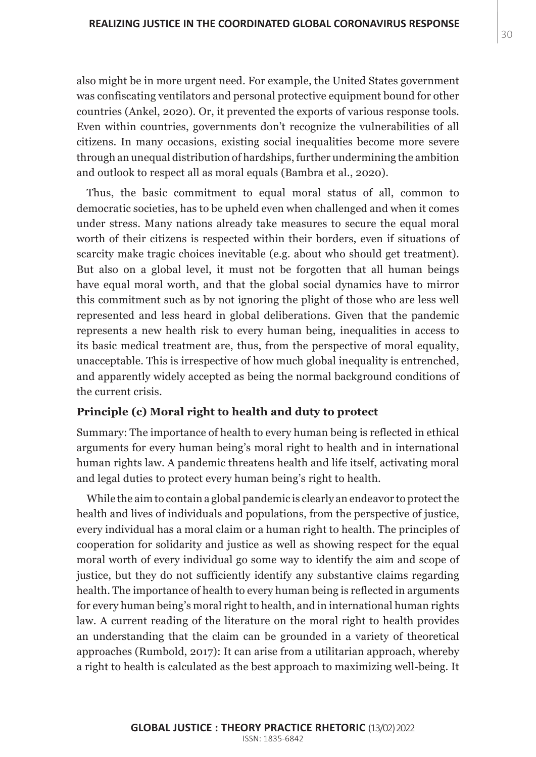also might be in more urgent need. For example, the United States government was confiscating ventilators and personal protective equipment bound for other countries (Ankel, 2020). Or, it prevented the exports of various response tools. Even within countries, governments don't recognize the vulnerabilities of all citizens. In many occasions, existing social inequalities become more severe through an unequal distribution of hardships, further undermining the ambition and outlook to respect all as moral equals (Bambra et al., 2020).

Thus, the basic commitment to equal moral status of all, common to democratic societies, has to be upheld even when challenged and when it comes under stress. Many nations already take measures to secure the equal moral worth of their citizens is respected within their borders, even if situations of scarcity make tragic choices inevitable (e.g. about who should get treatment). But also on a global level, it must not be forgotten that all human beings have equal moral worth, and that the global social dynamics have to mirror this commitment such as by not ignoring the plight of those who are less well represented and less heard in global deliberations. Given that the pandemic represents a new health risk to every human being, inequalities in access to its basic medical treatment are, thus, from the perspective of moral equality, unacceptable. This is irrespective of how much global inequality is entrenched, and apparently widely accepted as being the normal background conditions of the current crisis.

### Principle (c) Moral right to health and duty to protect

Summary: The importance of health to every human being is reflected in ethical arguments for every human being's moral right to health and in international human rights law. A pandemic threatens health and life itself, activating moral and legal duties to protect every human being's right to health.

While the aim to contain a global pandemic is clearly an endeavor to protect the health and lives of individuals and populations, from the perspective of justice, every individual has a moral claim or a human right to health. The principles of cooperation for solidarity and justice as well as showing respect for the equal moral worth of every individual go some way to identify the aim and scope of justice, but they do not sufficiently identify any substantive claims regarding health. The importance of health to every human being is reflected in arguments for every human being's moral right to health, and in international human rights law. A current reading of the literature on the moral right to health provides an understanding that the claim can be grounded in a variety of theoretical approaches (Rumbold, 2017): It can arise from a utilitarian approach, whereby a right to health is calculated as the best approach to maximizing well-being. It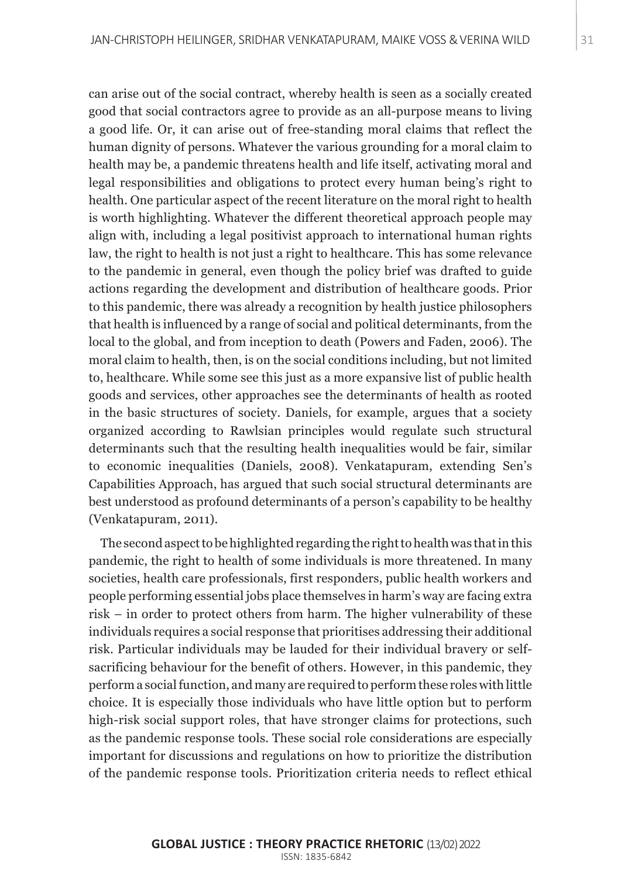can arise out of the social contract, whereby health is seen as a socially created good that social contractors agree to provide as an all-purpose means to living a good life. Or, it can arise out of free-standing moral claims that reflect the human dignity of persons. Whatever the various grounding for a moral claim to health may be, a pandemic threatens health and life itself, activating moral and legal responsibilities and obligations to protect every human being's right to health. One particular aspect of the recent literature on the moral right to health is worth highlighting. Whatever the different theoretical approach people may align with, including a legal positivist approach to international human rights law, the right to health is not just a right to healthcare. This has some relevance to the pandemic in general, even though the policy brief was drafted to guide actions regarding the development and distribution of healthcare goods. Prior to this pandemic, there was already a recognition by health justice philosophers that health is influenced by a range of social and political determinants, from the local to the global, and from inception to death (Powers and Faden, 2006). The moral claim to health, then, is on the social conditions including, but not limited to, healthcare. While some see this just as a more expansive list of public health goods and services, other approaches see the determinants of health as rooted in the basic structures of society. Daniels, for example, argues that a society organized according to Rawlsian principles would regulate such structural determinants such that the resulting health inequalities would be fair, similar to economic inequalities (Daniels, 2008). Venkatapuram, extending Sen's Capabilities Approach, has argued that such social structural determinants are best understood as profound determinants of a person's capability to be healthy (Venkatapuram, 2011).

The second aspect to be highlighted regarding the right to health was that in this pandemic, the right to health of some individuals is more threatened. In many societies, health care professionals, first responders, public health workers and people performing essential jobs place themselves in harm's way are facing extra risk – in order to protect others from harm. The higher vulnerability of these individuals requires a social response that prioritises addressing their additional risk. Particular individuals may be lauded for their individual bravery or self-sacrificing behaviour for the benefit of others. However, in this pandemic, they perform a social function, and many are required to perform these roles with little choice. It is especially those individuals who have little option but to perform high-risk social support roles, that have stronger claims for protections, such as the pandemic response tools. These social role considerations are especially important for discussions and regulations on how to prioritize the distribution of the pandemic response tools. Prioritization criteria needs to reflect ethical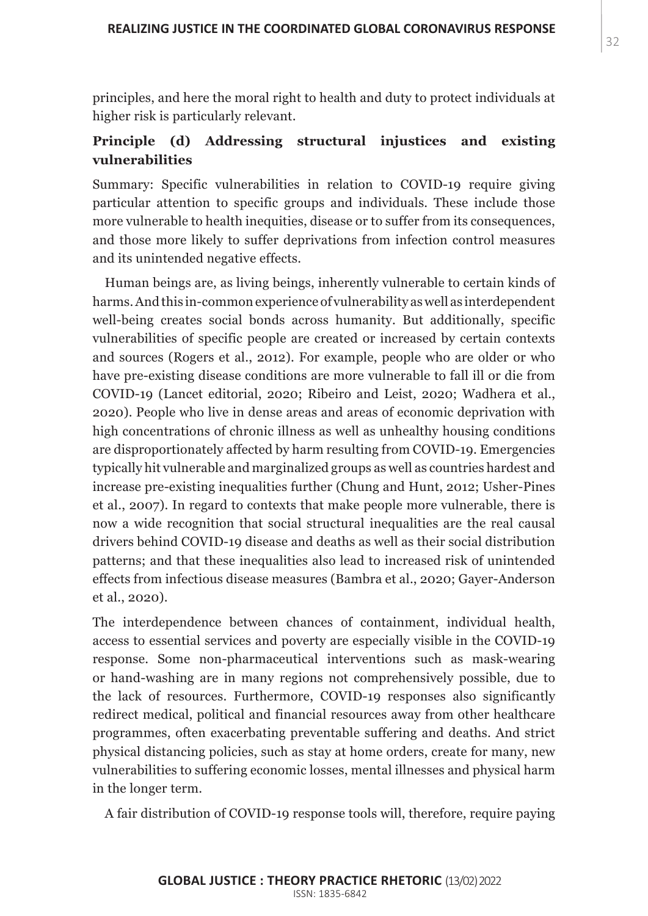principles, and here the moral right to health and duty to protect individuals at higher risk is particularly relevant.

### Principle (d) Addressing structural injustices and existing vulnerabilities

Summary: Specific vulnerabilities in relation to COVID-19 require giving particular attention to specific groups and individuals. These include those more vulnerable to health inequities, disease or to suffer from its consequences, and those more likely to suffer deprivations from infection control measures and its unintended negative effects.

Human beings are, as living beings, inherently vulnerable to certain kinds of harms. And this in-common experience of vulnerability as well as interdependent well-being creates social bonds across humanity. But additionally, specific vulnerabilities of specific people are created or increased by certain contexts and sources (Rogers et al., 2012). For example, people who are older or who have pre-existing disease conditions are more vulnerable to fall ill or die from COVID-19 (Lancet editorial, 2020; Ribeiro and Leist, 2020; Wadhera et al., 2020). People who live in dense areas and areas of economic deprivation with high concentrations of chronic illness as well as unhealthy housing conditions are disproportionately affected by harm resulting from COVID-19. Emergencies typically hit vulnerable and marginalized groups as well as countries hardest and increase pre-existing inequalities further (Chung and Hunt, 2012; Usher-Pines et al., 2007). In regard to contexts that make people more vulnerable, there is now a wide recognition that social structural inequalities are the real causal drivers behind COVID-19 disease and deaths as well as their social distribution patterns; and that these inequalities also lead to increased risk of unintended effects from infectious disease measures (Bambra et al., 2020; Gayer-Anderson et al., 2020).

The interdependence between chances of containment, individual health, access to essential services and poverty are especially visible in the COVID-19 response. Some non-pharmaceutical interventions such as mask-wearing or hand-washing are in many regions not comprehensively possible, due to the lack of resources. Furthermore, COVID-19 responses also significantly redirect medical, political and financial resources away from other healthcare programmes, often exacerbating preventable suffering and deaths. And strict physical distancing policies, such as stay at home orders, create for many, new vulnerabilities to suffering economic losses, mental illnesses and physical harm in the longer term.

A fair distribution of COVID-19 response tools will, therefore, require paying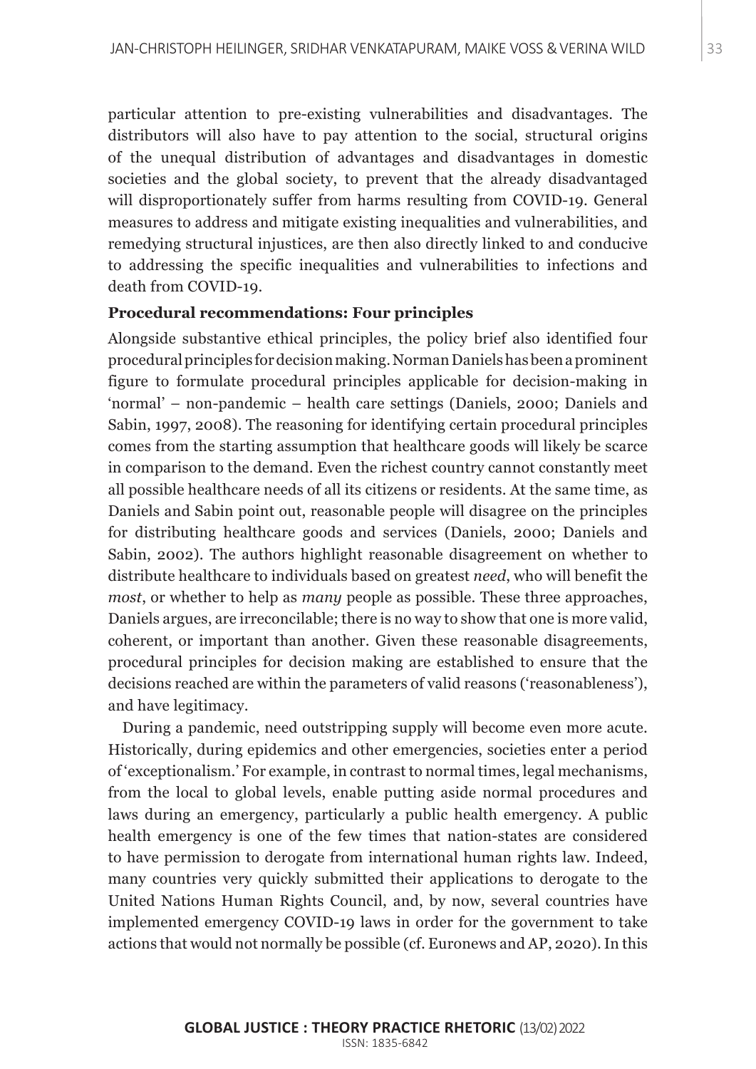particular attention to pre-existing vulnerabilities and disadvantages. The distributors will also have to pay attention to the social, structural origins of the unequal distribution of advantages and disadvantages in domestic societies and the global society, to prevent that the already disadvantaged will disproportionately suffer from harms resulting from COVID-19. General measures to address and mitigate existing inequalities and vulnerabilities, and remedying structural injustices, are then also directly linked to and conducive to addressing the specific inequalities and vulnerabilities to infections and death from COVID-19.

**Procedural recommendations: Four principles**

Alongside substantive ethical principles, the policy brief also identified four procedural principles for decision making. Norman Daniels has been a prominent figure to formulate procedural principles applicable for decision-making in 'normal' – non-pandemic – health care settings (Daniels, 2000; Daniels and Sabin, 1997, 2008). The reasoning for identifying certain procedural principles comes from the starting assumption that healthcare goods will likely be scarce in comparison to the demand. Even the richest country cannot constantly meet all possible healthcare needs of all its citizens or residents. At the same time, as Daniels and Sabin point out, reasonable people will disagree on the principles for distributing healthcare goods and services (Daniels, 2000; Daniels and Sabin, 2002). The authors highlight reasonable disagreement on whether to distribute healthcare to individuals based on greatest *need*, who will benefit the *most*, or whether to help as *many* people as possible. These three approaches, Daniels argues, are irreconcilable; there is no way to show that one is more valid, coherent, or important than another. Given these reasonable disagreements, procedural principles for decision making are established to ensure that the decisions reached are within the parameters of valid reasons ('reasonableness'), and have legitimacy.

During a pandemic, need outstripping supply will become even more acute. Historically, during epidemics and other emergencies, societies enter a period of 'exceptionalism.' For example, in contrast to normal times, legal mechanisms, from the local to global levels, enable putting aside normal procedures and laws during an emergency, particularly a public health emergency. A public health emergency is one of the few times that nation-states are considered to have permission to derogate from international human rights law. Indeed, many countries very quickly submitted their applications to derogate to the United Nations Human Rights Council, and, by now, several countries have implemented emergency COVID-19 laws in order for the government to take actions that would not normally be possible (cf. Euronews and AP, 2020). In this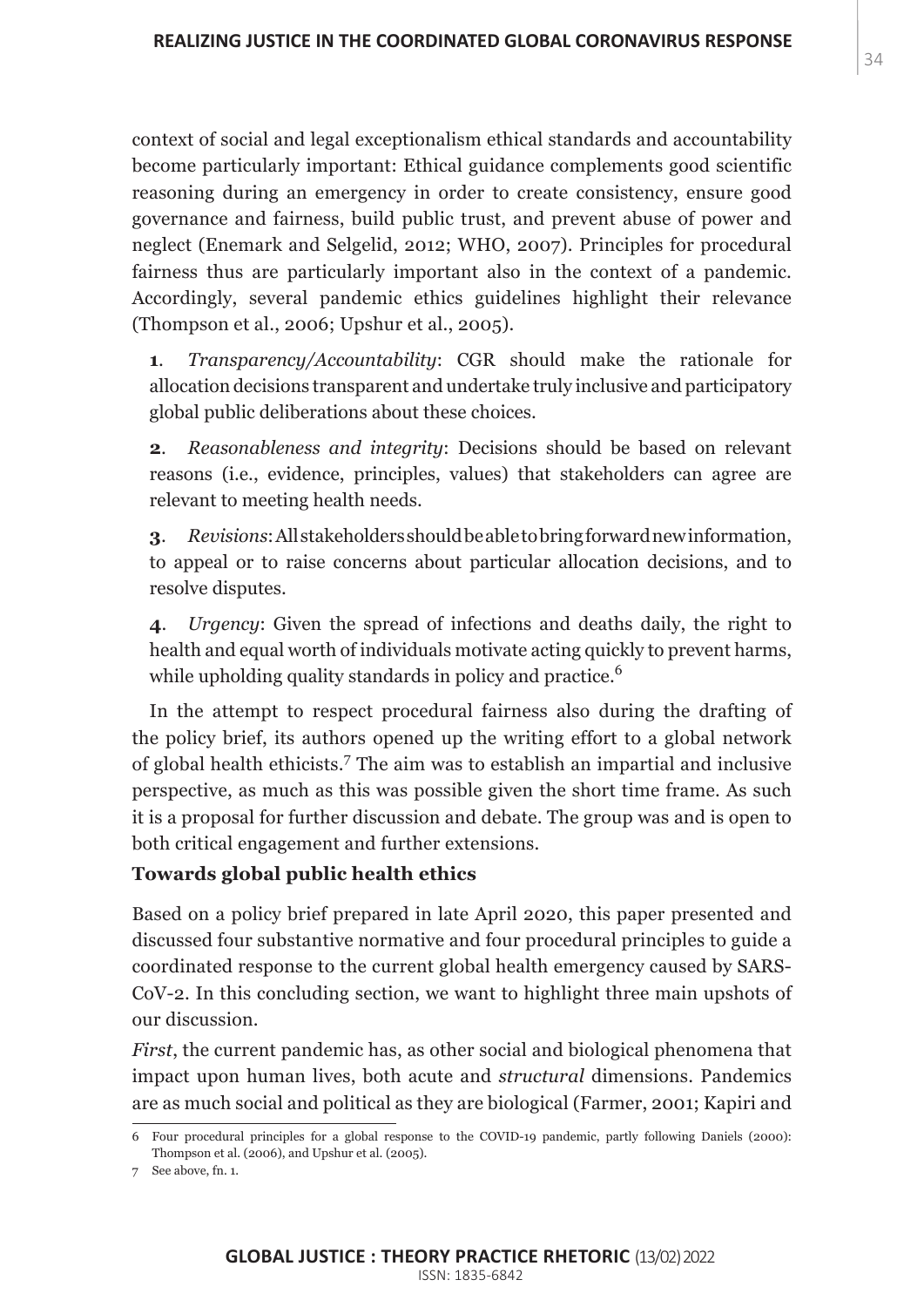context of social and legal exceptionalism ethical standards and accountability become particularly important: Ethical guidance complements good scientific reasoning during an emergency in order to create consistency, ensure good governance and fairness, build public trust, and prevent abuse of power and neglect (Enemark and Selgelid, 2012; WHO, 2007). Principles for procedural fairness thus are particularly important also in the context of a pandemic. Accordingly, several pandemic ethics guidelines highlight their relevance (Thompson et al., 2006; Upshur et al., 2005).

**1**. *Transparency/Accountability*: CGR should make the rationale for allocation decisions transparent and undertake truly inclusive and participatory global public deliberations about these choices.

**2**. *Reasonableness and integrity*: Decisions should be based on relevant reasons (i.e., evidence, principles, values) that stakeholders can agree are relevant to meeting health needs.

**3**. *Revisions*: All stakeholders should be able to bring forward new information, to appeal or to raise concerns about particular allocation decisions, and to resolve disputes.

**4**. *Urgency*: Given the spread of infections and deaths daily, the right to health and equal worth of individuals motivate acting quickly to prevent harms, while upholding quality standards in policy and practice.[6]

In the attempt to respect procedural fairness also during the drafting of the policy brief, its authors opened up the writing effort to a global network of global health ethicists.[7] The aim was to establish an impartial and inclusive perspective, as much as this was possible given the short time frame. As such it is a proposal for further discussion and debate. The group was and is open to both critical engagement and further extensions.

### Towards global public health ethics

Based on a policy brief prepared in late April 2020, this paper presented and discussed four substantive normative and four procedural principles to guide a coordinated response to the current global health emergency caused by SARS-CoV-2. In this concluding section, we want to highlight three main upshots of our discussion.

*First*, the current pandemic has, as other social and biological phenomena that impact upon human lives, both acute and *structural* dimensions. Pandemics are as much social and political as they are biological (Farmer, 2001; Kapiri and

---

6 Four procedural principles for a global response to the COVID-19 pandemic, partly following Daniels (2000): Thompson et al. (2006), and Upshur et al. (2005).

7 See above, fn. 1.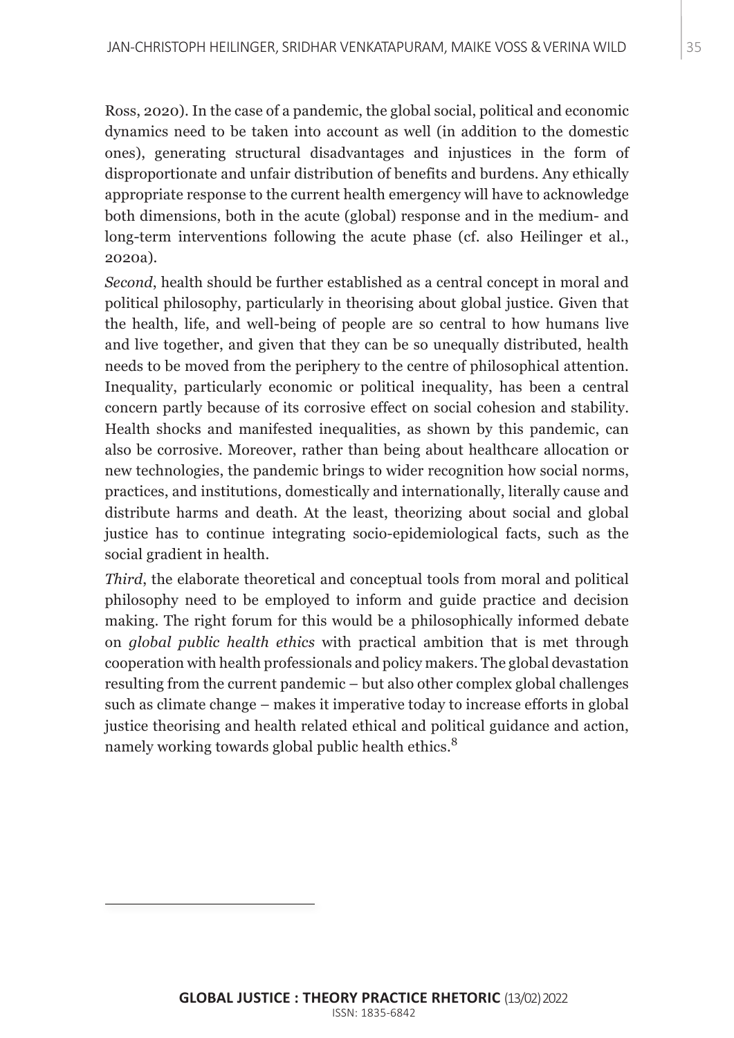Ross, 2020). In the case of a pandemic, the global social, political and economic dynamics need to be taken into account as well (in addition to the domestic ones), generating structural disadvantages and injustices in the form of disproportionate and unfair distribution of benefits and burdens. Any ethically appropriate response to the current health emergency will have to acknowledge both dimensions, both in the acute (global) response and in the medium- and long-term interventions following the acute phase (cf. also Heilinger et al., 2020a).

*Second*, health should be further established as a central concept in moral and political philosophy, particularly in theorising about global justice. Given that the health, life, and well-being of people are so central to how humans live and live together, and given that they can be so unequally distributed, health needs to be moved from the periphery to the centre of philosophical attention. Inequality, particularly economic or political inequality, has been a central concern partly because of its corrosive effect on social cohesion and stability. Health shocks and manifested inequalities, as shown by this pandemic, can also be corrosive. Moreover, rather than being about healthcare allocation or new technologies, the pandemic brings to wider recognition how social norms, practices, and institutions, domestically and internationally, literally cause and distribute harms and death. At the least, theorizing about social and global justice has to continue integrating socio-epidemiological facts, such as the social gradient in health.

*Third*, the elaborate theoretical and conceptual tools from moral and political philosophy need to be employed to inform and guide practice and decision making. The right forum for this would be a philosophically informed debate on *global public health ethics* with practical ambition that is met through cooperation with health professionals and policy makers. The global devastation resulting from the current pandemic – but also other complex global challenges such as climate change – makes it imperative today to increase efforts in global justice theorising and health related ethical and political guidance and action, namely working towards global public health ethics.[8]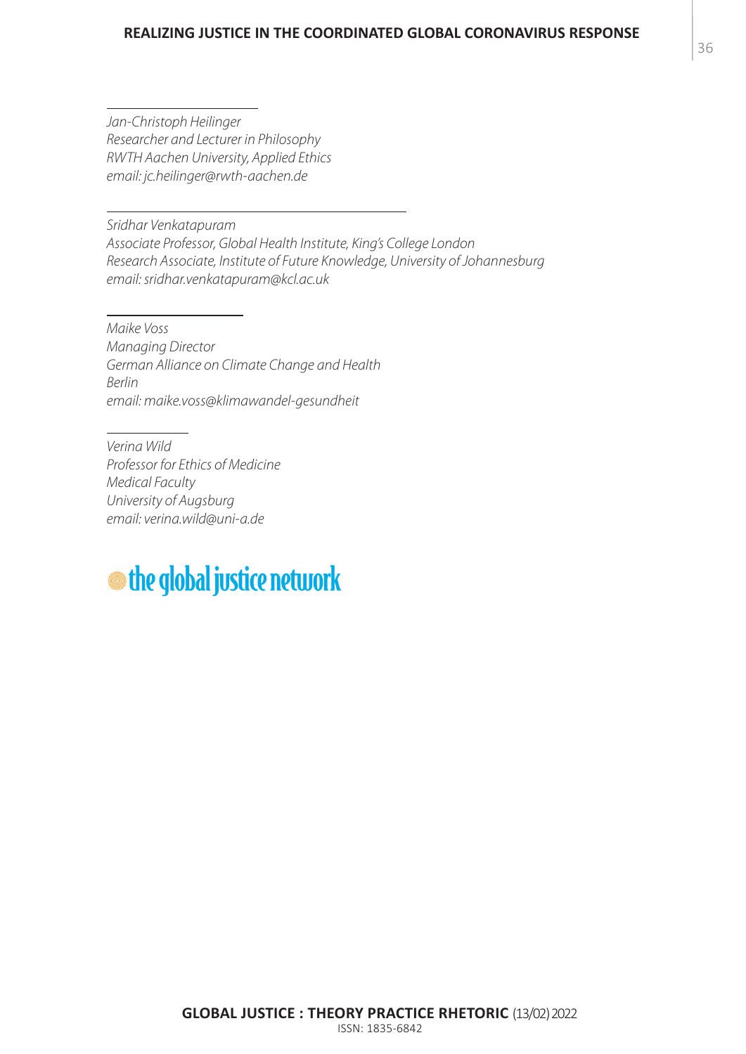---

*Jan-Christoph Heilinger*  
*Researcher and Lecturer in Philosophy*  
*RWTH Aachen University, Applied Ethics*  
*email: jc.heilinger@rwth-aachen.de*

---

*Sridhar Venkatapuram*  
*Associate Professor, Global Health Institute, King's College London*  
*Research Associate, Institute of Future Knowledge, University of Johannesburg*  
*email: sridhar.venkatapuram@kcl.ac.uk*

---

*Maike Voss*  
*Managing Director*  
*German Alliance on Climate Change and Health*  
*Berlin*  
*email: maike.voss@klimawandel-gesundheit*

---

*Verina Wild*  
*Professor for Ethics of Medicine*  
*Medical Faculty*  
*University of Augsburg*  
*email: verina.wild@uni-a.de*

the global justice network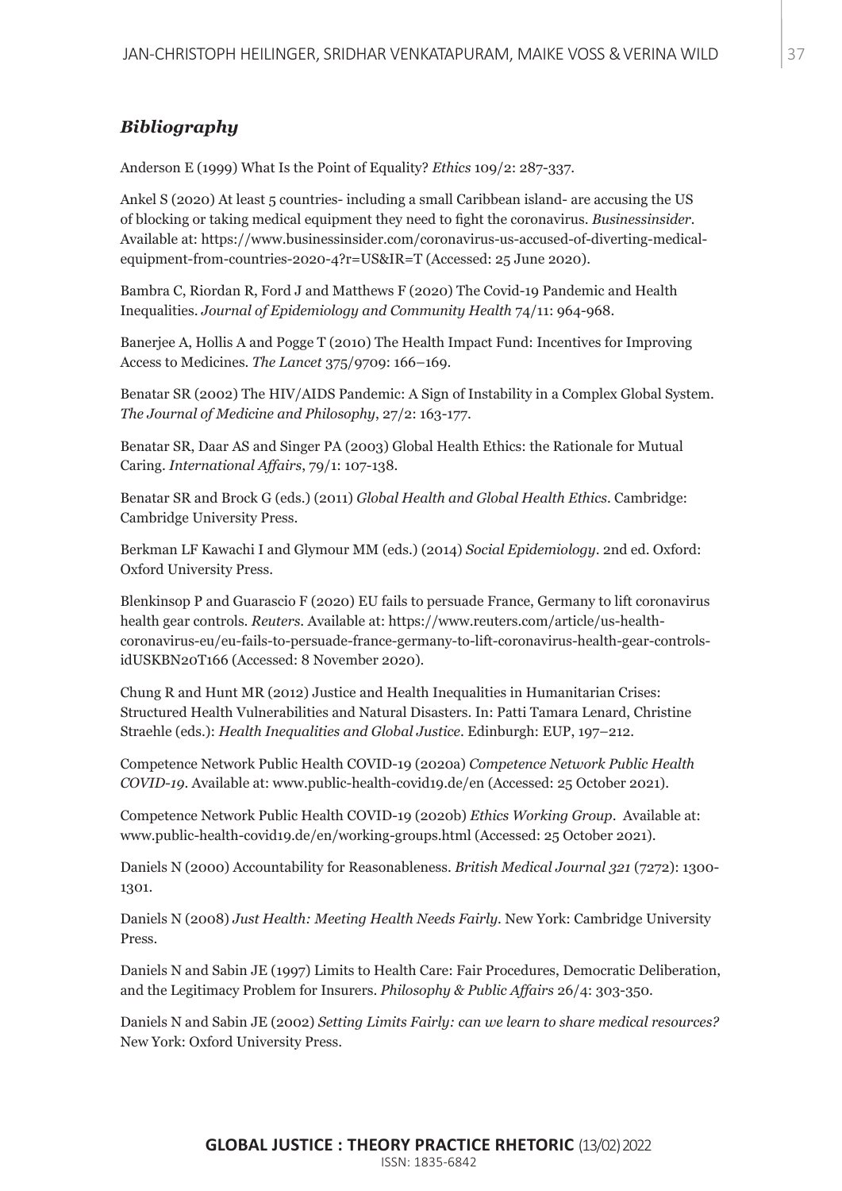## *Bibliography*

Anderson E (1999) What Is the Point of Equality? *Ethics* 109/2: 287-337.

Ankel S (2020) At least 5 countries- including a small Caribbean island- are accusing the US of blocking or taking medical equipment they need to fight the coronavirus. *Businessinsider*. Available at: https://www.businessinsider.com/coronavirus-us-accused-of-diverting-medical-equipment-from-countries-2020-4?r=US&IR=T (Accessed: 25 June 2020).

Bambra C, Riordan R, Ford J and Matthews F (2020) The Covid-19 Pandemic and Health Inequalities. *Journal of Epidemiology and Community Health* 74/11: 964-968.

Banerjee A, Hollis A and Pogge T (2010) The Health Impact Fund: Incentives for Improving Access to Medicines. *The Lancet* 375/9709: 166–169.

Benatar SR (2002) The HIV/AIDS Pandemic: A Sign of Instability in a Complex Global System. *The Journal of Medicine and Philosophy*, 27/2: 163-177.

Benatar SR, Daar AS and Singer PA (2003) Global Health Ethics: the Rationale for Mutual Caring. *International Affairs*, 79/1: 107-138.

Benatar SR and Brock G (eds.) (2011) *Global Health and Global Health Ethics*. Cambridge: Cambridge University Press.

Berkman LF Kawachi I and Glymour MM (eds.) (2014) *Social Epidemiology*. 2nd ed. Oxford: Oxford University Press.

Blenkinsop P and Guarascio F (2020) EU fails to persuade France, Germany to lift coronavirus health gear controls. *Reuters*. Available at: https://www.reuters.com/article/us-health-coronavirus-eu/eu-fails-to-persuade-france-germany-to-lift-coronavirus-health-gear-controls-idUSKBN20T166 (Accessed: 8 November 2020).

Chung R and Hunt MR (2012) Justice and Health Inequalities in Humanitarian Crises: Structured Health Vulnerabilities and Natural Disasters. In: Patti Tamara Lenard, Christine Straehle (eds.): *Health Inequalities and Global Justice*. Edinburgh: EUP, 197–212.

Competence Network Public Health COVID-19 (2020a) *Competence Network Public Health COVID-19*. Available at: www.public-health-covid19.de/en (Accessed: 25 October 2021).

Competence Network Public Health COVID-19 (2020b) *Ethics Working Group*. Available at: www.public-health-covid19.de/en/working-groups.html (Accessed: 25 October 2021).

Daniels N (2000) Accountability for Reasonableness. *British Medical Journal 321* (7272): 1300-1301.

Daniels N (2008) *Just Health: Meeting Health Needs Fairly*. New York: Cambridge University Press.

Daniels N and Sabin JE (1997) Limits to Health Care: Fair Procedures, Democratic Deliberation, and the Legitimacy Problem for Insurers. *Philosophy & Public Affairs* 26/4: 303-350.

Daniels N and Sabin JE (2002) *Setting Limits Fairly: can we learn to share medical resources?* New York: Oxford University Press.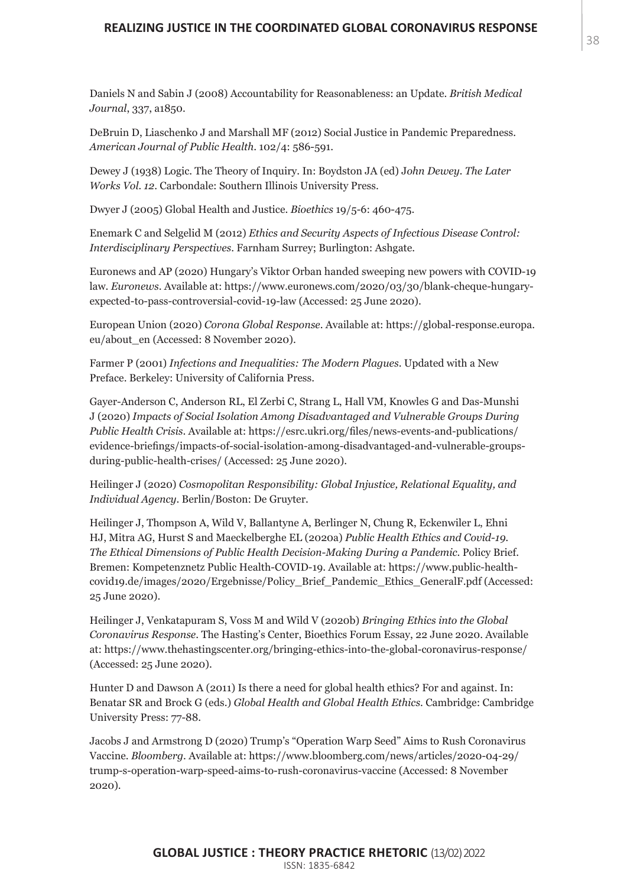Daniels N and Sabin J (2008) Accountability for Reasonableness: an Update. *British Medical Journal*, 337, a1850.

DeBruin D, Liaschenko J and Marshall MF (2012) Social Justice in Pandemic Preparedness. *American Journal of Public Health*. 102/4: 586-591.

Dewey J (1938) Logic. The Theory of Inquiry. In: Boydston JA (ed) J*ohn Dewey. The Later Works Vol. 12*. Carbondale: Southern Illinois University Press.

Dwyer J (2005) Global Health and Justice. *Bioethics* 19/5-6: 460-475.

Enemark C and Selgelid M (2012) *Ethics and Security Aspects of Infectious Disease Control: Interdisciplinary Perspectives*. Farnham Surrey; Burlington: Ashgate.

Euronews and AP (2020) Hungary's Viktor Orban handed sweeping new powers with COVID-19 law. *Euronews*. Available at: https://www.euronews.com/2020/03/30/blank-cheque-hungary-expected-to-pass-controversial-covid-19-law (Accessed: 25 June 2020).

European Union (2020) *Corona Global Response*. Available at: https://global-response.europa.eu/about_en (Accessed: 8 November 2020).

Farmer P (2001) *Infections and Inequalities: The Modern Plagues*. Updated with a New Preface. Berkeley: University of California Press.

Gayer-Anderson C, Anderson RL, El Zerbi C, Strang L, Hall VM, Knowles G and Das-Munshi J (2020) *Impacts of Social Isolation Among Disadvantaged and Vulnerable Groups During Public Health Crisis*. Available at: https://esrc.ukri.org/files/news-events-and-publications/evidence-briefings/impacts-of-social-isolation-among-disadvantaged-and-vulnerable-groups-during-public-health-crises/ (Accessed: 25 June 2020).

Heilinger J (2020) *Cosmopolitan Responsibility: Global Injustice, Relational Equality, and Individual Agency*. Berlin/Boston: De Gruyter.

Heilinger J, Thompson A, Wild V, Ballantyne A, Berlinger N, Chung R, Eckenwiler L, Ehni HJ, Mitra AG, Hurst S and Maeckelberghe EL (2020a) *Public Health Ethics and Covid-19. The Ethical Dimensions of Public Health Decision-Making During a Pandemic*. Policy Brief. Bremen: Kompetenznetz Public Health-COVID-19. Available at: https://www.public-health-covid19.de/images/2020/Ergebnisse/Policy_Brief_Pandemic_Ethics_GeneralF.pdf (Accessed: 25 June 2020).

Heilinger J, Venkatapuram S, Voss M and Wild V (2020b) *Bringing Ethics into the Global Coronavirus Response*. The Hasting's Center, Bioethics Forum Essay, 22 June 2020. Available at: https://www.thehastingscenter.org/bringing-ethics-into-the-global-coronavirus-response/ (Accessed: 25 June 2020).

Hunter D and Dawson A (2011) Is there a need for global health ethics? For and against. In: Benatar SR and Brock G (eds.) *Global Health and Global Health Ethics*. Cambridge: Cambridge University Press: 77-88.

Jacobs J and Armstrong D (2020) Trump's "Operation Warp Seed" Aims to Rush Coronavirus Vaccine. *Bloomberg*. Available at: https://www.bloomberg.com/news/articles/2020-04-29/trump-s-operation-warp-speed-aims-to-rush-coronavirus-vaccine (Accessed: 8 November 2020).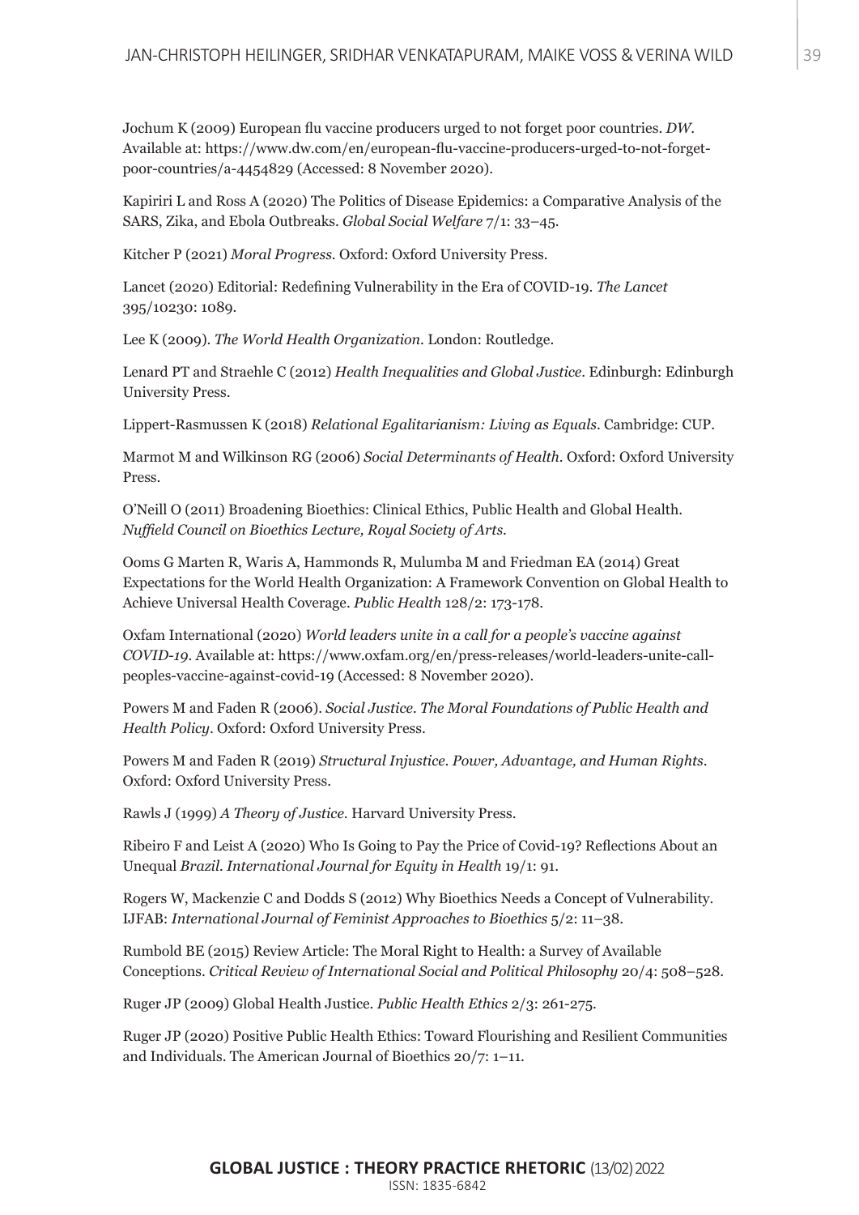Jochum K (2009) European flu vaccine producers urged to not forget poor countries. *DW*. Available at: https://www.dw.com/en/european-flu-vaccine-producers-urged-to-not-forget-poor-countries/a-4454829 (Accessed: 8 November 2020).

Kapiriri L and Ross A (2020) The Politics of Disease Epidemics: a Comparative Analysis of the SARS, Zika, and Ebola Outbreaks. *Global Social Welfare* 7/1: 33–45.

Kitcher P (2021) *Moral Progress*. Oxford: Oxford University Press.

Lancet (2020) Editorial: Redefining Vulnerability in the Era of COVID-19. *The Lancet* 395/10230: 1089.

Lee K (2009). *The World Health Organization*. London: Routledge.

Lenard PT and Straehle C (2012) *Health Inequalities and Global Justice*. Edinburgh: Edinburgh University Press.

Lippert-Rasmussen K (2018) *Relational Egalitarianism: Living as Equals*. Cambridge: CUP.

Marmot M and Wilkinson RG (2006) *Social Determinants of Health*. Oxford: Oxford University Press.

O'Neill O (2011) Broadening Bioethics: Clinical Ethics, Public Health and Global Health. *Nuffield Council on Bioethics Lecture, Royal Society of Arts*.

Ooms G Marten R, Waris A, Hammonds R, Mulumba M and Friedman EA (2014) Great Expectations for the World Health Organization: A Framework Convention on Global Health to Achieve Universal Health Coverage. *Public Health* 128/2: 173-178.

Oxfam International (2020) *World leaders unite in a call for a people's vaccine against COVID-19*. Available at: https://www.oxfam.org/en/press-releases/world-leaders-unite-call-peoples-vaccine-against-covid-19 (Accessed: 8 November 2020).

Powers M and Faden R (2006). *Social Justice. The Moral Foundations of Public Health and Health Policy*. Oxford: Oxford University Press.

Powers M and Faden R (2019) *Structural Injustice. Power, Advantage, and Human Rights*. Oxford: Oxford University Press.

Rawls J (1999) *A Theory of Justice*. Harvard University Press.

Ribeiro F and Leist A (2020) Who Is Going to Pay the Price of Covid-19? Reflections About an Unequal *Brazil*. *International Journal for Equity in Health* 19/1: 91.

Rogers W, Mackenzie C and Dodds S (2012) Why Bioethics Needs a Concept of Vulnerability. IJFAB: *International Journal of Feminist Approaches to Bioethics* 5/2: 11–38.

Rumbold BE (2015) Review Article: The Moral Right to Health: a Survey of Available Conceptions. *Critical Review of International Social and Political Philosophy* 20/4: 508–528.

Ruger JP (2009) Global Health Justice. *Public Health Ethics* 2/3: 261-275.

Ruger JP (2020) Positive Public Health Ethics: Toward Flourishing and Resilient Communities and Individuals. The American Journal of Bioethics 20/7: 1–11.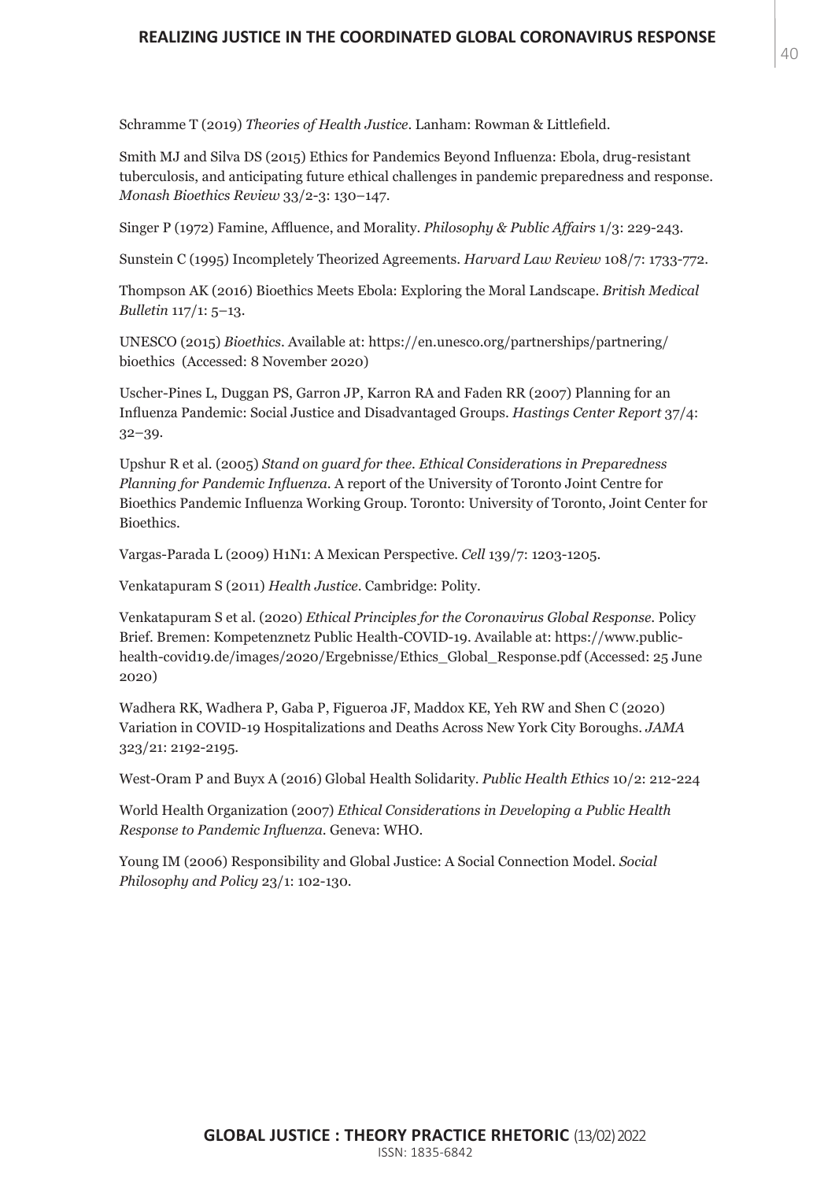Schramme T (2019) *Theories of Health Justice*. Lanham: Rowman & Littlefield.

Smith MJ and Silva DS (2015) Ethics for Pandemics Beyond Influenza: Ebola, drug-resistant tuberculosis, and anticipating future ethical challenges in pandemic preparedness and response. *Monash Bioethics Review* 33/2-3: 130–147.

Singer P (1972) Famine, Affluence, and Morality. *Philosophy & Public Affairs* 1/3: 229-243.

Sunstein C (1995) Incompletely Theorized Agreements. *Harvard Law Review* 108/7: 1733-772.

Thompson AK (2016) Bioethics Meets Ebola: Exploring the Moral Landscape. *British Medical Bulletin* 117/1: 5–13.

UNESCO (2015) *Bioethics*. Available at: https://en.unesco.org/partnerships/partnering/bioethics (Accessed: 8 November 2020)

Uscher-Pines L, Duggan PS, Garron JP, Karron RA and Faden RR (2007) Planning for an Influenza Pandemic: Social Justice and Disadvantaged Groups. *Hastings Center Report* 37/4: 32–39.

Upshur R et al. (2005) *Stand on guard for thee. Ethical Considerations in Preparedness Planning for Pandemic Influenza*. A report of the University of Toronto Joint Centre for Bioethics Pandemic Influenza Working Group. Toronto: University of Toronto, Joint Center for Bioethics.

Vargas-Parada L (2009) H1N1: A Mexican Perspective. *Cell* 139/7: 1203-1205.

Venkatapuram S (2011) *Health Justice*. Cambridge: Polity.

Venkatapuram S et al. (2020) *Ethical Principles for the Coronavirus Global Response*. Policy Brief. Bremen: Kompetenznetz Public Health-COVID-19. Available at: https://www.public-health-covid19.de/images/2020/Ergebnisse/Ethics_Global_Response.pdf (Accessed: 25 June 2020)

Wadhera RK, Wadhera P, Gaba P, Figueroa JF, Maddox KE, Yeh RW and Shen C (2020) Variation in COVID-19 Hospitalizations and Deaths Across New York City Boroughs. *JAMA* 323/21: 2192-2195.

West-Oram P and Buyx A (2016) Global Health Solidarity. *Public Health Ethics* 10/2: 212-224

World Health Organization (2007) *Ethical Considerations in Developing a Public Health Response to Pandemic Influenza*. Geneva: WHO.

Young IM (2006) Responsibility and Global Justice: A Social Connection Model. *Social Philosophy and Policy* 23/1: 102-130.